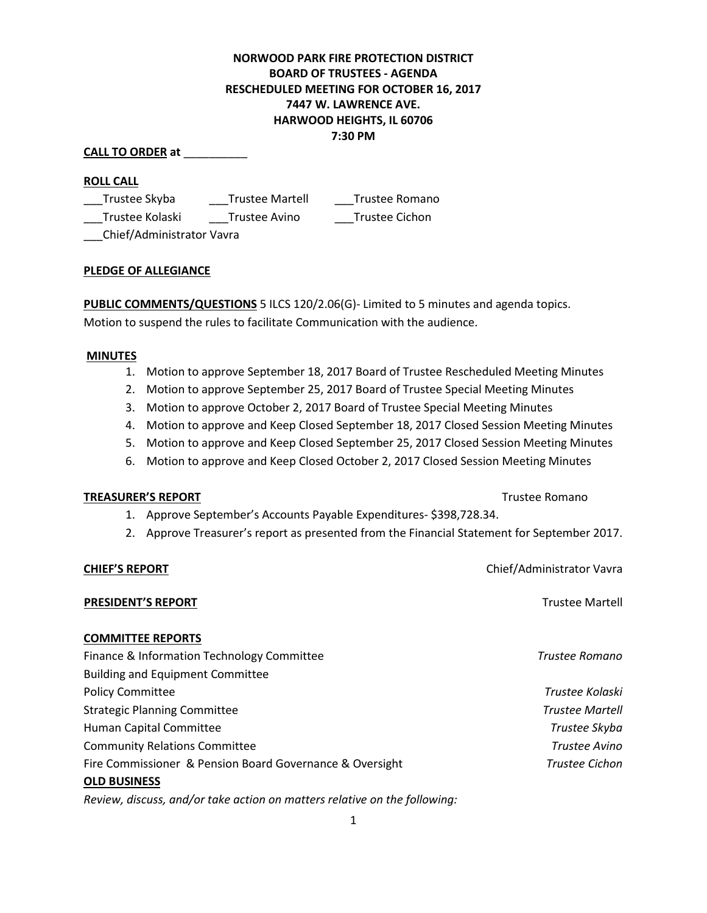**NORWOOD PARK FIRE PROTECTION DISTRICT**
**BOARD OF TRUSTEES - AGENDA**
**RESCHEDULED MEETING FOR OCTOBER 16, 2017**
**7447 W. LAWRENCE AVE.**
**HARWOOD HEIGHTS, IL 60706**
**7:30 PM**

**CALL TO ORDER at** __________

**ROLL CALL**

___Trustee Skyba ___Trustee Martell ___Trustee Romano
___Trustee Kolaski ___Trustee Avino ___Trustee Cichon
___Chief/Administrator Vavra

**PLEDGE OF ALLEGIANCE**

**PUBLIC COMMENTS/QUESTIONS** 5 ILCS 120/2.06(G)- Limited to 5 minutes and agenda topics.
Motion to suspend the rules to facilitate Communication with the audience.

**MINUTES**

1. Motion to approve September 18, 2017 Board of Trustee Rescheduled Meeting Minutes
2. Motion to approve September 25, 2017 Board of Trustee Special Meeting Minutes
3. Motion to approve October 2, 2017 Board of Trustee Special Meeting Minutes
4. Motion to approve and Keep Closed September 18, 2017 Closed Session Meeting Minutes
5. Motion to approve and Keep Closed September 25, 2017 Closed Session Meeting Minutes
6. Motion to approve and Keep Closed October 2, 2017 Closed Session Meeting Minutes

**TREASURER'S REPORT** Trustee Romano

1. Approve September's Accounts Payable Expenditures- $398,728.34.
2. Approve Treasurer's report as presented from the Financial Statement for September 2017.

**CHIEF'S REPORT** Chief/Administrator Vavra

**PRESIDENT'S REPORT** Trustee Martell

**COMMITTEE REPORTS**

Finance & Information Technology Committee *Trustee Romano*
Building and Equipment Committee
Policy Committee *Trustee Kolaski*
Strategic Planning Committee *Trustee Martell*
Human Capital Committee *Trustee Skyba*
Community Relations Committee *Trustee Avino*
Fire Commissioner & Pension Board Governance & Oversight *Trustee Cichon*

**OLD BUSINESS**

*Review, discuss, and/or take action on matters relative on the following:*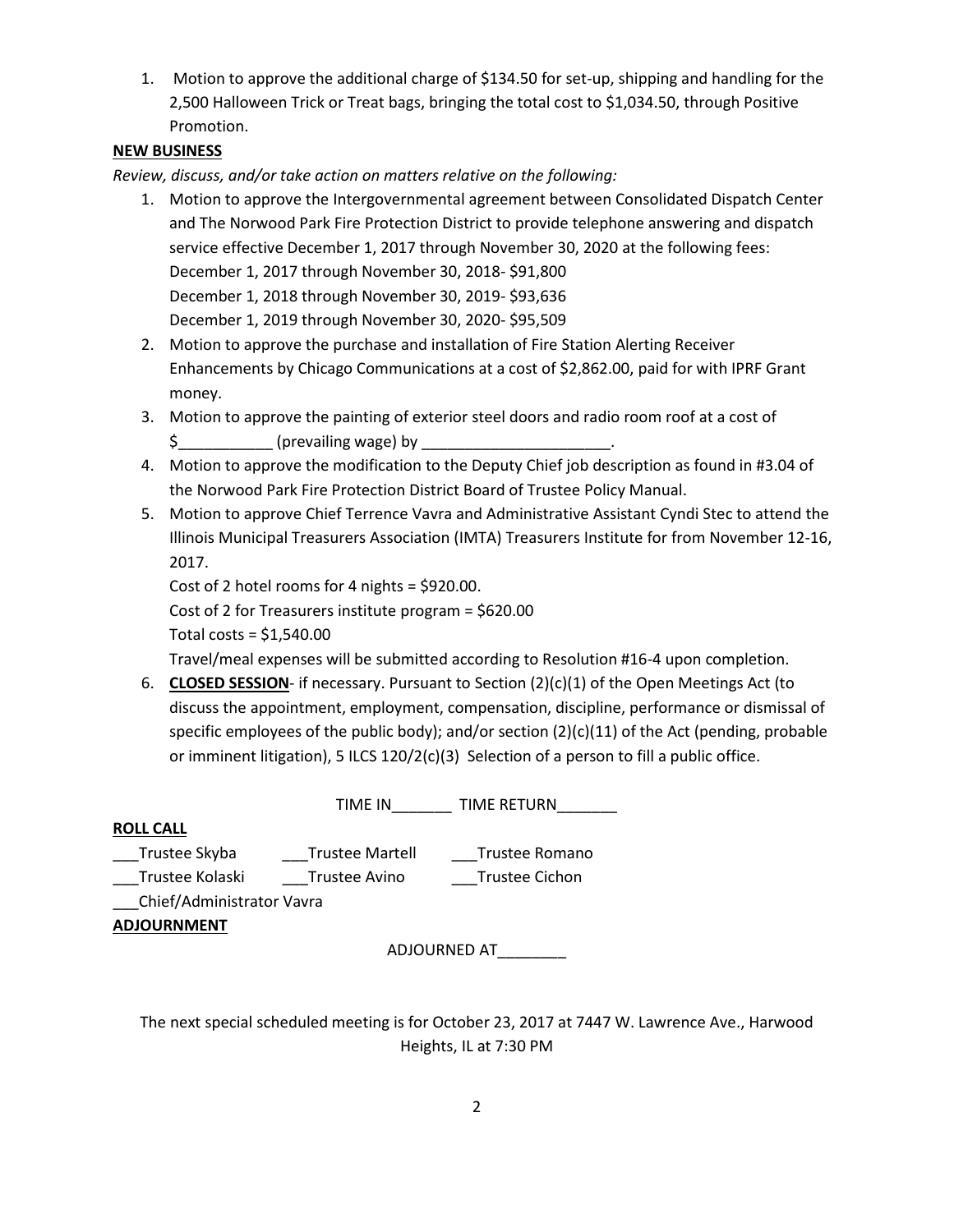1. Motion to approve the additional charge of $134.50 for set-up, shipping and handling for the 2,500 Halloween Trick or Treat bags, bringing the total cost to $1,034.50, through Positive Promotion.

**NEW BUSINESS**

*Review, discuss, and/or take action on matters relative on the following:*

1. Motion to approve the Intergovernmental agreement between Consolidated Dispatch Center and The Norwood Park Fire Protection District to provide telephone answering and dispatch service effective December 1, 2017 through November 30, 2020 at the following fees:
   December 1, 2017 through November 30, 2018- $91,800
   December 1, 2018 through November 30, 2019- $93,636
   December 1, 2019 through November 30, 2020- $95,509
2. Motion to approve the purchase and installation of Fire Station Alerting Receiver Enhancements by Chicago Communications at a cost of $2,862.00, paid for with IPRF Grant money.
3. Motion to approve the painting of exterior steel doors and radio room roof at a cost of $___________ (prevailing wage) by ______________________.
4. Motion to approve the modification to the Deputy Chief job description as found in #3.04 of the Norwood Park Fire Protection District Board of Trustee Policy Manual.
5. Motion to approve Chief Terrence Vavra and Administrative Assistant Cyndi Stec to attend the Illinois Municipal Treasurers Association (IMTA) Treasurers Institute for from November 12-16, 2017.
   Cost of 2 hotel rooms for 4 nights = $920.00.
   Cost of 2 for Treasurers institute program = $620.00
   Total costs = $1,540.00
   Travel/meal expenses will be submitted according to Resolution #16-4 upon completion.
6. **CLOSED SESSION**- if necessary. Pursuant to Section (2)(c)(1) of the Open Meetings Act (to discuss the appointment, employment, compensation, discipline, performance or dismissal of specific employees of the public body); and/or section (2)(c)(11) of the Act (pending, probable or imminent litigation), 5 ILCS 120/2(c)(3) Selection of a person to fill a public office.

TIME IN_______ TIME RETURN_______

**ROLL CALL**

___Trustee Skyba ___Trustee Martell ___Trustee Romano
___Trustee Kolaski ___Trustee Avino ___Trustee Cichon
___Chief/Administrator Vavra

**ADJOURNMENT**

ADJOURNED AT________

The next special scheduled meeting is for October 23, 2017 at 7447 W. Lawrence Ave., Harwood Heights, IL at 7:30 PM